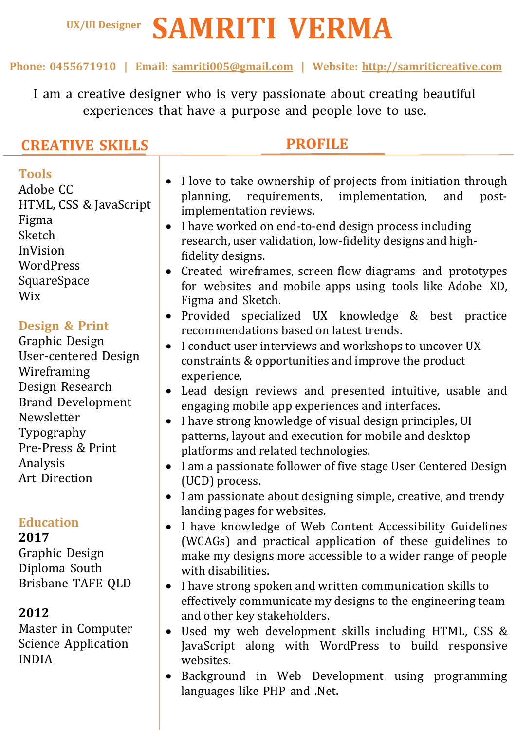UX/UI Designer

# SAMRITI VERMA

**Phone: 0455671910 | Email: samriti005@gmail.com | Website: http://samriticreative.com**

I am a creative designer who is very passionate about creating beautiful experiences that have a purpose and people love to use.

## CREATIVE SKILLS

### Tools

Adobe CC
HTML, CSS & JavaScript
Figma
Sketch
InVision
WordPress
SquareSpace
Wix

### Design & Print

Graphic Design
User-centered Design
Wireframing
Design Research
Brand Development
Newsletter
Typography
Pre-Press & Print
Analysis
Art Direction

### Education

**2017**
Graphic Design
Diploma South
Brisbane TAFE QLD

**2012**
Master in Computer
Science Application
INDIA

## PROFILE

- I love to take ownership of projects from initiation through planning, requirements, implementation, and post-implementation reviews.
- I have worked on end-to-end design process including research, user validation, low-fidelity designs and high-fidelity designs.
- Created wireframes, screen flow diagrams and prototypes for websites and mobile apps using tools like Adobe XD, Figma and Sketch.
- Provided specialized UX knowledge & best practice recommendations based on latest trends.
- I conduct user interviews and workshops to uncover UX constraints & opportunities and improve the product experience.
- Lead design reviews and presented intuitive, usable and engaging mobile app experiences and interfaces.
- I have strong knowledge of visual design principles, UI patterns, layout and execution for mobile and desktop platforms and related technologies.
- I am a passionate follower of five stage User Centered Design (UCD) process.
- I am passionate about designing simple, creative, and trendy landing pages for websites.
- I have knowledge of Web Content Accessibility Guidelines (WCAGs) and practical application of these guidelines to make my designs more accessible to a wider range of people with disabilities.
- I have strong spoken and written communication skills to effectively communicate my designs to the engineering team and other key stakeholders.
- Used my web development skills including HTML, CSS & JavaScript along with WordPress to build responsive websites.
- Background in Web Development using programming languages like PHP and .Net.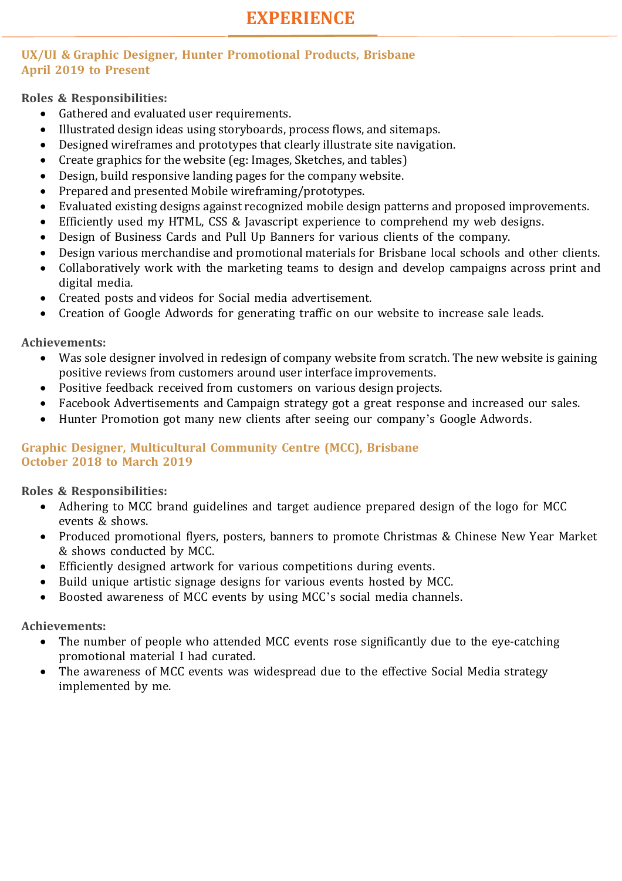# EXPERIENCE

### UX/UI & Graphic Designer, Hunter Promotional Products, Brisbane
### April 2019 to Present

**Roles & Responsibilities:**

- Gathered and evaluated user requirements.
- Illustrated design ideas using storyboards, process flows, and sitemaps.
- Designed wireframes and prototypes that clearly illustrate site navigation.
- Create graphics for the website (eg: Images, Sketches, and tables)
- Design, build responsive landing pages for the company website.
- Prepared and presented Mobile wireframing/prototypes.
- Evaluated existing designs against recognized mobile design patterns and proposed improvements.
- Efficiently used my HTML, CSS & Javascript experience to comprehend my web designs.
- Design of Business Cards and Pull Up Banners for various clients of the company.
- Design various merchandise and promotional materials for Brisbane local schools and other clients.
- Collaboratively work with the marketing teams to design and develop campaigns across print and digital media.
- Created posts and videos for Social media advertisement.
- Creation of Google Adwords for generating traffic on our website to increase sale leads.

**Achievements:**

- Was sole designer involved in redesign of company website from scratch. The new website is gaining positive reviews from customers around user interface improvements.
- Positive feedback received from customers on various design projects.
- Facebook Advertisements and Campaign strategy got a great response and increased our sales.
- Hunter Promotion got many new clients after seeing our company's Google Adwords.

### Graphic Designer, Multicultural Community Centre (MCC), Brisbane
### October 2018 to March 2019

**Roles & Responsibilities:**

- Adhering to MCC brand guidelines and target audience prepared design of the logo for MCC events & shows.
- Produced promotional flyers, posters, banners to promote Christmas & Chinese New Year Market & shows conducted by MCC.
- Efficiently designed artwork for various competitions during events.
- Build unique artistic signage designs for various events hosted by MCC.
- Boosted awareness of MCC events by using MCC's social media channels.

**Achievements:**

- The number of people who attended MCC events rose significantly due to the eye-catching promotional material I had curated.
- The awareness of MCC events was widespread due to the effective Social Media strategy implemented by me.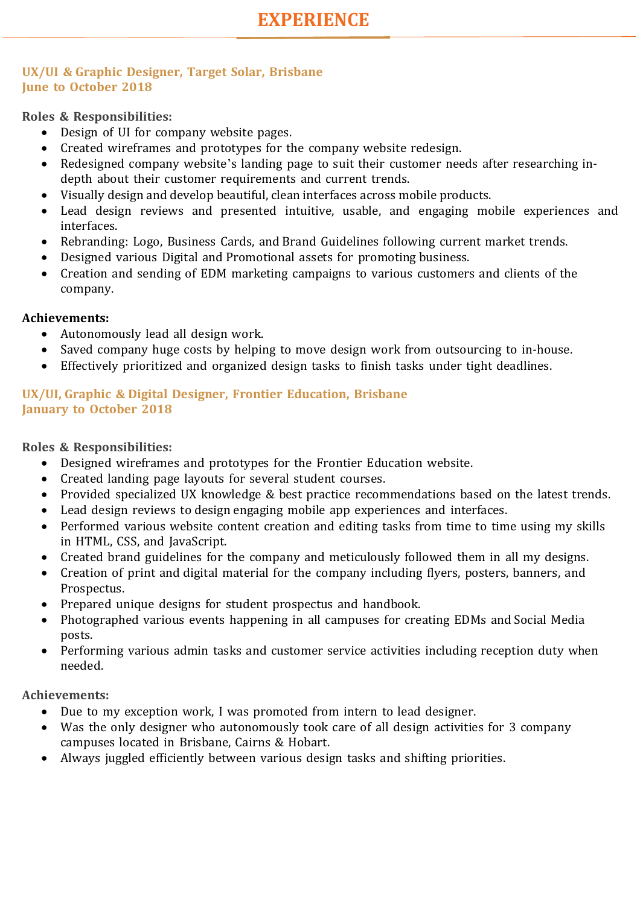# EXPERIENCE

### UX/UI & Graphic Designer, Target Solar, Brisbane
### June to October 2018

**Roles & Responsibilities:**

- Design of UI for company website pages.
- Created wireframes and prototypes for the company website redesign.
- Redesigned company website's landing page to suit their customer needs after researching in-depth about their customer requirements and current trends.
- Visually design and develop beautiful, clean interfaces across mobile products.
- Lead design reviews and presented intuitive, usable, and engaging mobile experiences and interfaces.
- Rebranding: Logo, Business Cards, and Brand Guidelines following current market trends.
- Designed various Digital and Promotional assets for promoting business.
- Creation and sending of EDM marketing campaigns to various customers and clients of the company.

**Achievements:**

- Autonomously lead all design work.
- Saved company huge costs by helping to move design work from outsourcing to in-house.
- Effectively prioritized and organized design tasks to finish tasks under tight deadlines.

### UX/UI, Graphic & Digital Designer, Frontier Education, Brisbane
### January to October 2018

**Roles & Responsibilities:**

- Designed wireframes and prototypes for the Frontier Education website.
- Created landing page layouts for several student courses.
- Provided specialized UX knowledge & best practice recommendations based on the latest trends.
- Lead design reviews to design engaging mobile app experiences and interfaces.
- Performed various website content creation and editing tasks from time to time using my skills in HTML, CSS, and JavaScript.
- Created brand guidelines for the company and meticulously followed them in all my designs.
- Creation of print and digital material for the company including flyers, posters, banners, and Prospectus.
- Prepared unique designs for student prospectus and handbook.
- Photographed various events happening in all campuses for creating EDMs and Social Media posts.
- Performing various admin tasks and customer service activities including reception duty when needed.

**Achievements:**

- Due to my exception work, I was promoted from intern to lead designer.
- Was the only designer who autonomously took care of all design activities for 3 company campuses located in Brisbane, Cairns & Hobart.
- Always juggled efficiently between various design tasks and shifting priorities.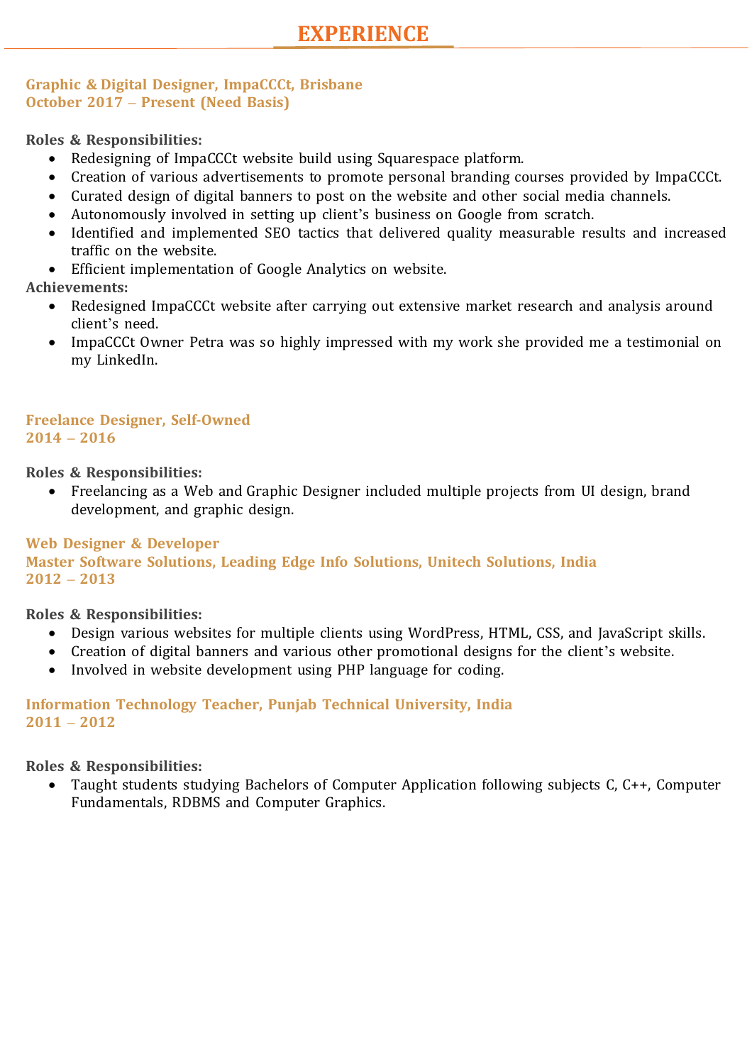# EXPERIENCE

### Graphic & Digital Designer, ImpaCCCt, Brisbane
### October 2017 – Present (Need Basis)

**Roles & Responsibilities:**

- Redesigning of ImpaCCCt website build using Squarespace platform.
- Creation of various advertisements to promote personal branding courses provided by ImpaCCCt.
- Curated design of digital banners to post on the website and other social media channels.
- Autonomously involved in setting up client's business on Google from scratch.
- Identified and implemented SEO tactics that delivered quality measurable results and increased traffic on the website.
- Efficient implementation of Google Analytics on website.

**Achievements:**

- Redesigned ImpaCCCt website after carrying out extensive market research and analysis around client's need.
- ImpaCCCt Owner Petra was so highly impressed with my work she provided me a testimonial on my LinkedIn.

### Freelance Designer, Self-Owned
### 2014 – 2016

**Roles & Responsibilities:**

- Freelancing as a Web and Graphic Designer included multiple projects from UI design, brand development, and graphic design.

### Web Designer & Developer
### Master Software Solutions, Leading Edge Info Solutions, Unitech Solutions, India
### 2012 – 2013

**Roles & Responsibilities:**

- Design various websites for multiple clients using WordPress, HTML, CSS, and JavaScript skills.
- Creation of digital banners and various other promotional designs for the client's website.
- Involved in website development using PHP language for coding.

### Information Technology Teacher, Punjab Technical University, India
### 2011 – 2012

**Roles & Responsibilities:**

- Taught students studying Bachelors of Computer Application following subjects C, C++, Computer Fundamentals, RDBMS and Computer Graphics.